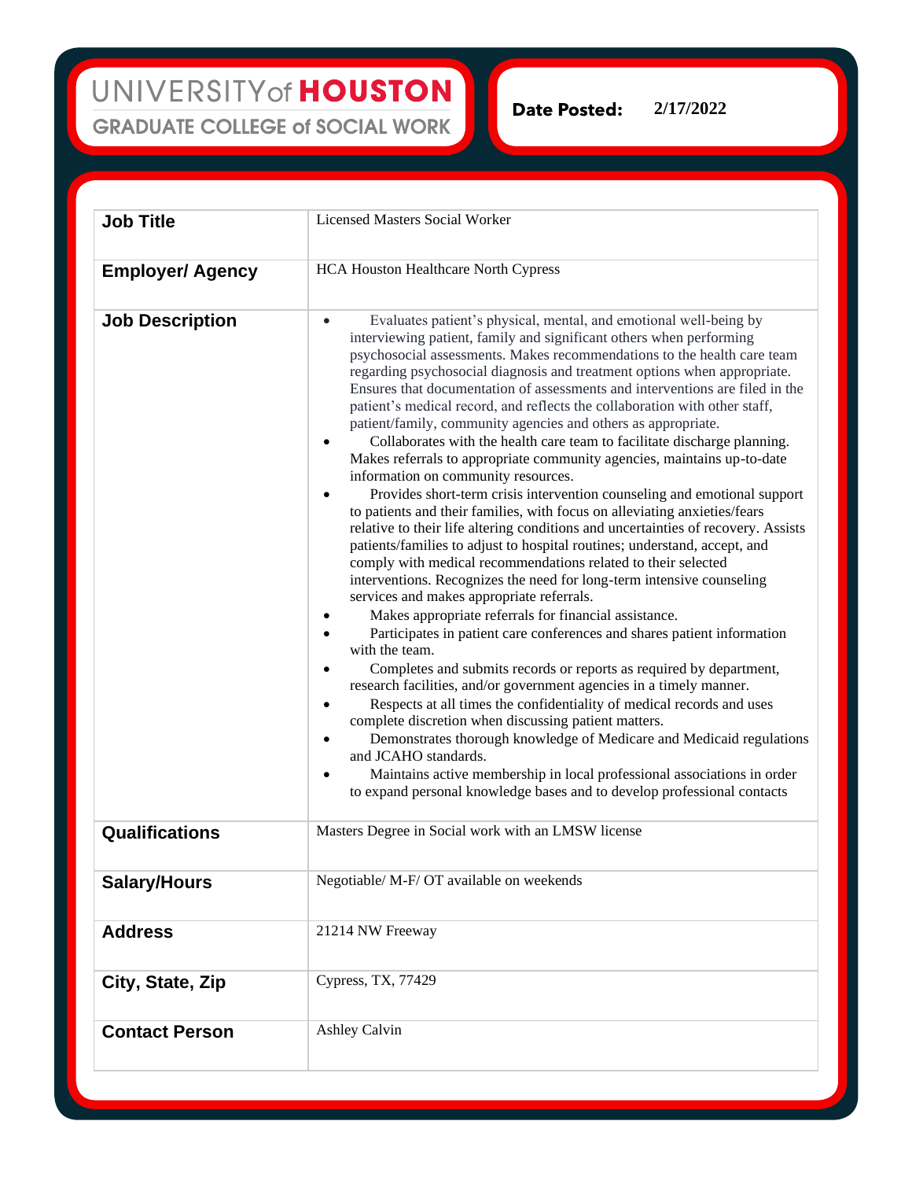# UNIVERSITY of HOUSTON
## GRADUATE COLLEGE of SOCIAL WORK

**Date Posted:** 2/17/2022

| | |
|---|---|
| **Job Title** | Licensed Masters Social Worker |
| **Employer/ Agency** | HCA Houston Healthcare North Cypress |
| **Job Description** | • Evaluates patient's physical, mental, and emotional well-being by interviewing patient, family and significant others when performing psychosocial assessments. Makes recommendations to the health care team regarding psychosocial diagnosis and treatment options when appropriate. Ensures that documentation of assessments and interventions are filed in the patient's medical record, and reflects the collaboration with other staff, patient/family, community agencies and others as appropriate.<br>• Collaborates with the health care team to facilitate discharge planning. Makes referrals to appropriate community agencies, maintains up-to-date information on community resources.<br>• Provides short-term crisis intervention counseling and emotional support to patients and their families, with focus on alleviating anxieties/fears relative to their life altering conditions and uncertainties of recovery. Assists patients/families to adjust to hospital routines; understand, accept, and comply with medical recommendations related to their selected interventions. Recognizes the need for long-term intensive counseling services and makes appropriate referrals.<br>• Makes appropriate referrals for financial assistance.<br>• Participates in patient care conferences and shares patient information with the team.<br>• Completes and submits records or reports as required by department, research facilities, and/or government agencies in a timely manner.<br>• Respects at all times the confidentiality of medical records and uses complete discretion when discussing patient matters.<br>• Demonstrates thorough knowledge of Medicare and Medicaid regulations and JCAHO standards.<br>• Maintains active membership in local professional associations in order to expand personal knowledge bases and to develop professional contacts |
| **Qualifications** | Masters Degree in Social work with an LMSW license |
| **Salary/Hours** | Negotiable/ M-F/ OT available on weekends |
| **Address** | 21214 NW Freeway |
| **City, State, Zip** | Cypress, TX, 77429 |
| **Contact Person** | Ashley Calvin |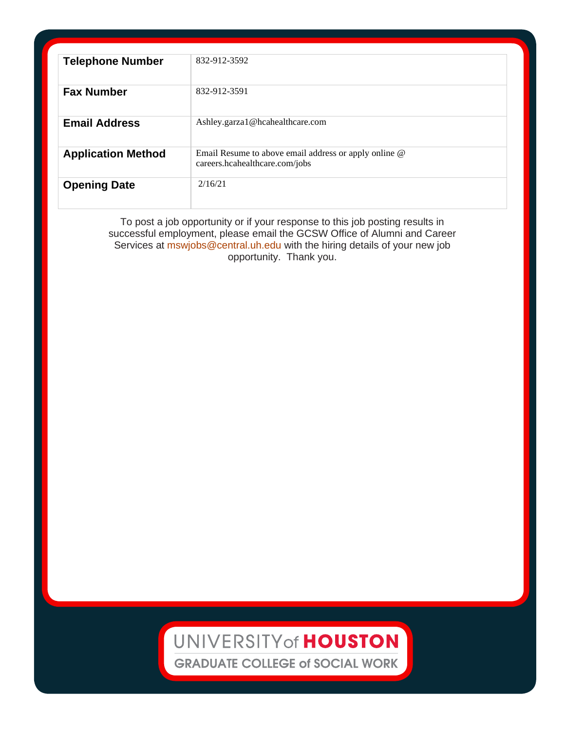| | |
|---|---|
| **Telephone Number** | 832-912-3592 |
| **Fax Number** | 832-912-3591 |
| **Email Address** | Ashley.garza1@hcahealthcare.com |
| **Application Method** | Email Resume to above email address or apply online @ careers.hcahealthcare.com/jobs |
| **Opening Date** | 2/16/21 |

To post a job opportunity or if your response to this job posting results in successful employment, please email the GCSW Office of Alumni and Career Services at mswjobs@central.uh.edu with the hiring details of your new job opportunity. Thank you.

UNIVERSITY of HOUSTON
GRADUATE COLLEGE of SOCIAL WORK